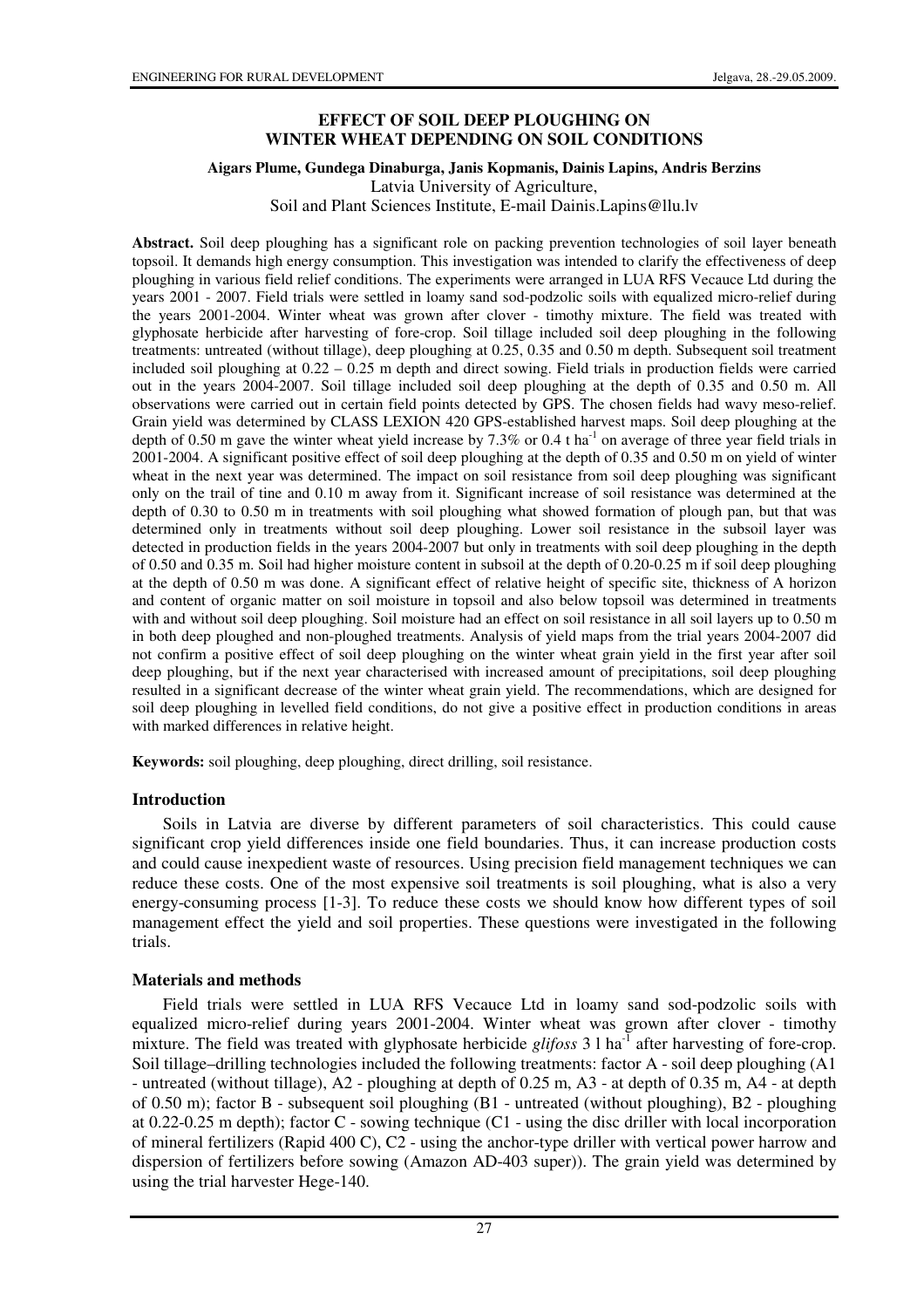# EFFECT OF SOIL DEEP PLOUGHING ON WINTER WHEAT DEPENDING ON SOIL CONDITIONS

**Aigars Plume, Gundega Dinaburga, Janis Kopmanis, Dainis Lapins, Andris Berzins**
Latvia University of Agriculture,
Soil and Plant Sciences Institute, E-mail Dainis.Lapins@llu.lv

**Abstract.** Soil deep ploughing has a significant role on packing prevention technologies of soil layer beneath topsoil. It demands high energy consumption. This investigation was intended to clarify the effectiveness of deep ploughing in various field relief conditions. The experiments were arranged in LUA RFS Vecauce Ltd during the years 2001 - 2007. Field trials were settled in loamy sand sod-podzolic soils with equalized micro-relief during the years 2001-2004. Winter wheat was grown after clover - timothy mixture. The field was treated with glyphosate herbicide after harvesting of fore-crop. Soil tillage included soil deep ploughing in the following treatments: untreated (without tillage), deep ploughing at 0.25, 0.35 and 0.50 m depth. Subsequent soil treatment included soil ploughing at 0.22 – 0.25 m depth and direct sowing. Field trials in production fields were carried out in the years 2004-2007. Soil tillage included soil deep ploughing at the depth of 0.35 and 0.50 m. All observations were carried out in certain field points detected by GPS. The chosen fields had wavy meso-relief. Grain yield was determined by CLASS LEXION 420 GPS-established harvest maps. Soil deep ploughing at the depth of 0.50 m gave the winter wheat yield increase by 7.3% or 0.4 t ha$^{-1}$ on average of three year field trials in 2001-2004. A significant positive effect of soil deep ploughing at the depth of 0.35 and 0.50 m on yield of winter wheat in the next year was determined. The impact on soil resistance from soil deep ploughing was significant only on the trail of tine and 0.10 m away from it. Significant increase of soil resistance was determined at the depth of 0.30 to 0.50 m in treatments with soil ploughing what showed formation of plough pan, but that was determined only in treatments without soil deep ploughing. Lower soil resistance in the subsoil layer was detected in production fields in the years 2004-2007 but only in treatments with soil deep ploughing in the depth of 0.50 and 0.35 m. Soil had higher moisture content in subsoil at the depth of 0.20-0.25 m if soil deep ploughing at the depth of 0.50 m was done. A significant effect of relative height of specific site, thickness of A horizon and content of organic matter on soil moisture in topsoil and also below topsoil was determined in treatments with and without soil deep ploughing. Soil moisture had an effect on soil resistance in all soil layers up to 0.50 m in both deep ploughed and non-ploughed treatments. Analysis of yield maps from the trial years 2004-2007 did not confirm a positive effect of soil deep ploughing on the winter wheat grain yield in the first year after soil deep ploughing, but if the next year characterised with increased amount of precipitations, soil deep ploughing resulted in a significant decrease of the winter wheat grain yield. The recommendations, which are designed for soil deep ploughing in levelled field conditions, do not give a positive effect in production conditions in areas with marked differences in relative height.

**Keywords:** soil ploughing, deep ploughing, direct drilling, soil resistance.

## Introduction

Soils in Latvia are diverse by different parameters of soil characteristics. This could cause significant crop yield differences inside one field boundaries. Thus, it can increase production costs and could cause inexpedient waste of resources. Using precision field management techniques we can reduce these costs. One of the most expensive soil treatments is soil ploughing, what is also a very energy-consuming process [1-3]. To reduce these costs we should know how different types of soil management effect the yield and soil properties. These questions were investigated in the following trials.

## Materials and methods

Field trials were settled in LUA RFS Vecauce Ltd in loamy sand sod-podzolic soils with equalized micro-relief during years 2001-2004. Winter wheat was grown after clover - timothy mixture. The field was treated with glyphosate herbicide *glifoss* 3 l ha$^{-1}$ after harvesting of fore-crop. Soil tillage–drilling technologies included the following treatments: factor A - soil deep ploughing (A1 - untreated (without tillage), A2 - ploughing at depth of 0.25 m, A3 - at depth of 0.35 m, A4 - at depth of 0.50 m); factor B - subsequent soil ploughing (B1 - untreated (without ploughing), B2 - ploughing at 0.22-0.25 m depth); factor C - sowing technique (C1 - using the disc driller with local incorporation of mineral fertilizers (Rapid 400 C), C2 - using the anchor-type driller with vertical power harrow and dispersion of fertilizers before sowing (Amazon AD-403 super)). The grain yield was determined by using the trial harvester Hege-140.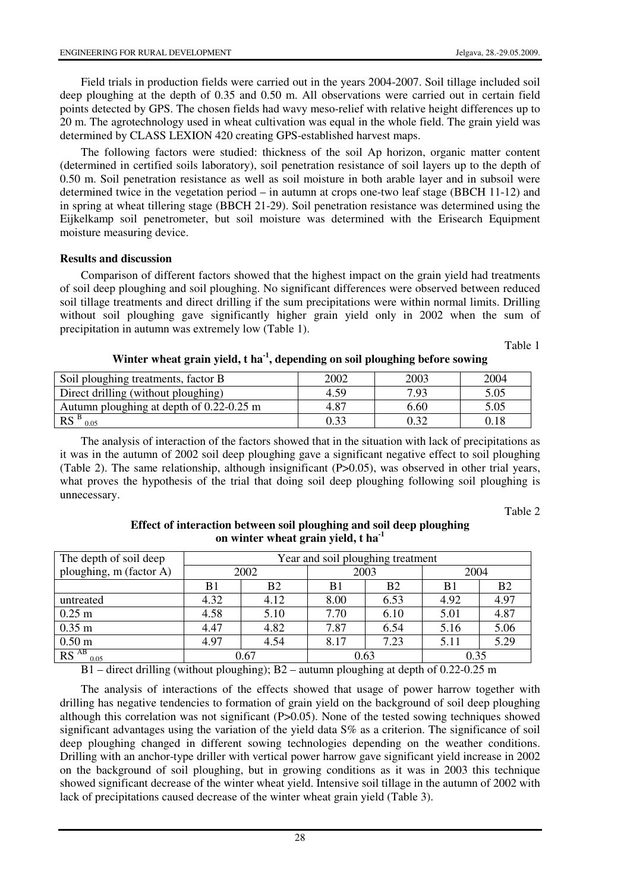Field trials in production fields were carried out in the years 2004-2007. Soil tillage included soil deep ploughing at the depth of 0.35 and 0.50 m. All observations were carried out in certain field points detected by GPS. The chosen fields had wavy meso-relief with relative height differences up to 20 m. The agrotechnology used in wheat cultivation was equal in the whole field. The grain yield was determined by CLASS LEXION 420 creating GPS-established harvest maps.

The following factors were studied: thickness of the soil Ap horizon, organic matter content (determined in certified soils laboratory), soil penetration resistance of soil layers up to the depth of 0.50 m. Soil penetration resistance as well as soil moisture in both arable layer and in subsoil were determined twice in the vegetation period – in autumn at crops one-two leaf stage (BBCH 11-12) and in spring at wheat tillering stage (BBCH 21-29). Soil penetration resistance was determined using the Eijkelkamp soil penetrometer, but soil moisture was determined with the Erisearch Equipment moisture measuring device.

**Results and discussion**

Comparison of different factors showed that the highest impact on the grain yield had treatments of soil deep ploughing and soil ploughing. No significant differences were observed between reduced soil tillage treatments and direct drilling if the sum precipitations were within normal limits. Drilling without soil ploughing gave significantly higher grain yield only in 2002 when the sum of precipitation in autumn was extremely low (Table 1).

Table 1

**Winter wheat grain yield, t ha$^{-1}$, depending on soil ploughing before sowing**

| Soil ploughing treatments, factor B | 2002 | 2003 | 2004 |
|---|---|---|---|
| Direct drilling (without ploughing) | 4.59 | 7.93 | 5.05 |
| Autumn ploughing at depth of 0.22-0.25 m | 4.87 | 6.60 | 5.05 |
| $RS^{B}_{0.05}$ | 0.33 | 0.32 | 0.18 |

The analysis of interaction of the factors showed that in the situation with lack of precipitations as it was in the autumn of 2002 soil deep ploughing gave a significant negative effect to soil ploughing (Table 2). The same relationship, although insignificant (P>0.05), was observed in other trial years, what proves the hypothesis of the trial that doing soil deep ploughing following soil ploughing is unnecessary.

Table 2

**Effect of interaction between soil ploughing and soil deep ploughing on winter wheat grain yield, t ha$^{-1}$**

| The depth of soil deep ploughing, m (factor A) | Year and soil ploughing treatment | | | | | |
|---|---|---|---|---|---|---|
| | 2002 | | 2003 | | 2004 | |
| | B1 | B2 | B1 | B2 | B1 | B2 |
| untreated | 4.32 | 4.12 | 8.00 | 6.53 | 4.92 | 4.97 |
| 0.25 m | 4.58 | 5.10 | 7.70 | 6.10 | 5.01 | 4.87 |
| 0.35 m | 4.47 | 4.82 | 7.87 | 6.54 | 5.16 | 5.06 |
| 0.50 m | 4.97 | 4.54 | 8.17 | 7.23 | 5.11 | 5.29 |
| $RS^{AB}_{0.05}$ | 0.67 | | 0.63 | | 0.35 | |

B1 – direct drilling (without ploughing); B2 – autumn ploughing at depth of 0.22-0.25 m

The analysis of interactions of the effects showed that usage of power harrow together with drilling has negative tendencies to formation of grain yield on the background of soil deep ploughing although this correlation was not significant (P>0.05). None of the tested sowing techniques showed significant advantages using the variation of the yield data S% as a criterion. The significance of soil deep ploughing changed in different sowing technologies depending on the weather conditions. Drilling with an anchor-type driller with vertical power harrow gave significant yield increase in 2002 on the background of soil ploughing, but in growing conditions as it was in 2003 this technique showed significant decrease of the winter wheat yield. Intensive soil tillage in the autumn of 2002 with lack of precipitations caused decrease of the winter wheat grain yield (Table 3).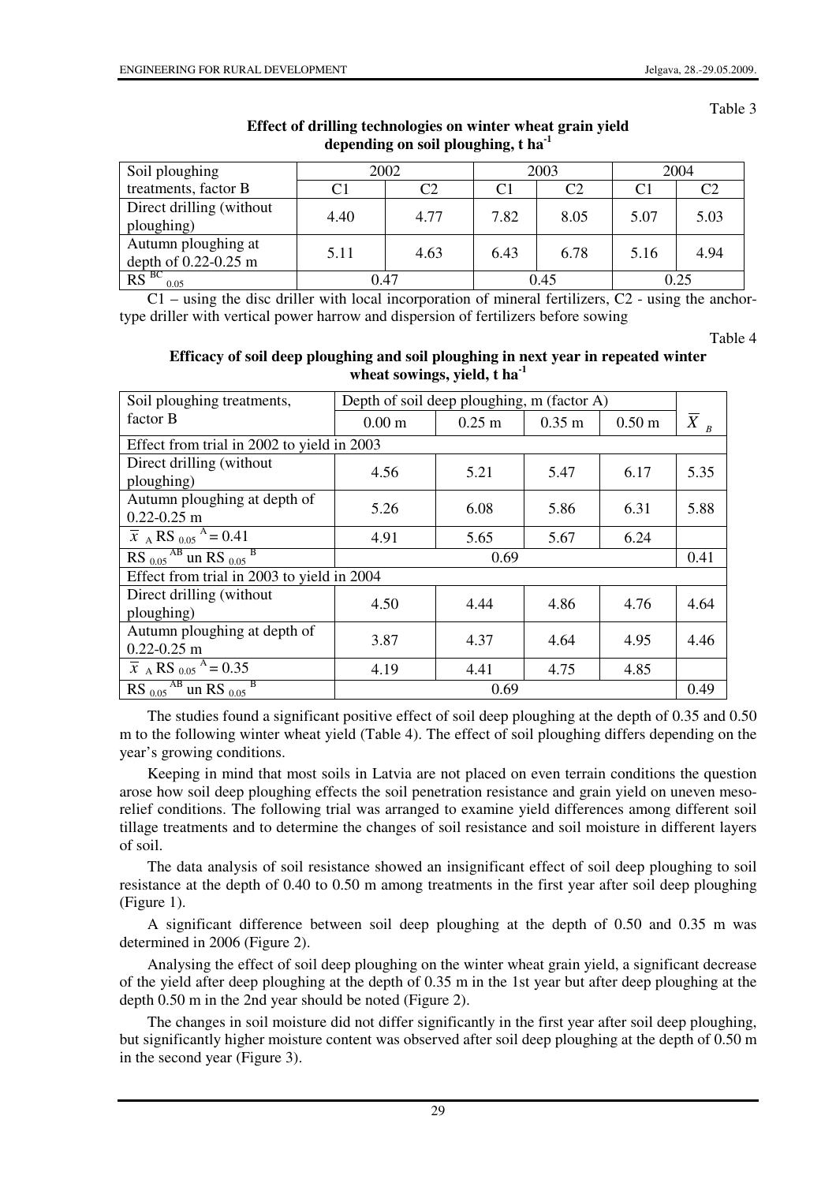Table 3

**Effect of drilling technologies on winter wheat grain yield depending on soil ploughing, t ha$^{-1}$**

| Soil ploughing treatments, factor B | 2002 | | 2003 | | 2004 | |
|---|---|---|---|---|---|---|
| | C1 | C2 | C1 | C2 | C1 | C2 |
| Direct drilling (without ploughing) | 4.40 | 4.77 | 7.82 | 8.05 | 5.07 | 5.03 |
| Autumn ploughing at depth of 0.22-0.25 m | 5.11 | 4.63 | 6.43 | 6.78 | 5.16 | 4.94 |
| $RS^{BC}_{0.05}$ | 0.47 | | 0.45 | | 0.25 | |

C1 – using the disc driller with local incorporation of mineral fertilizers, C2 - using the anchor-type driller with vertical power harrow and dispersion of fertilizers before sowing

Table 4

**Efficacy of soil deep ploughing and soil ploughing in next year in repeated winter wheat sowings, yield, t ha$^{-1}$**

| Soil ploughing treatments, factor B | Depth of soil deep ploughing, m (factor A) | | | | |
|---|---|---|---|---|---|
| | 0.00 m | 0.25 m | 0.35 m | 0.50 m | $\overline{X}_B$ |
| Effect from trial in 2002 to yield in 2003 | | | | | |
| Direct drilling (without ploughing) | 4.56 | 5.21 | 5.47 | 6.17 | 5.35 |
| Autumn ploughing at depth of 0.22-0.25 m | 5.26 | 6.08 | 5.86 | 6.31 | 5.88 |
| $\overline{x}_A$ $RS_{0.05}{}^{A} = 0.41$ | 4.91 | 5.65 | 5.67 | 6.24 | |
| $RS_{0.05}{}^{AB}$ un $RS_{0.05}{}^{B}$ | 0.69 | | | | 0.41 |
| Effect from trial in 2003 to yield in 2004 | | | | | |
| Direct drilling (without ploughing) | 4.50 | 4.44 | 4.86 | 4.76 | 4.64 |
| Autumn ploughing at depth of 0.22-0.25 m | 3.87 | 4.37 | 4.64 | 4.95 | 4.46 |
| $\overline{x}_A$ $RS_{0.05}{}^{A} = 0.35$ | 4.19 | 4.41 | 4.75 | 4.85 | |
| $RS_{0.05}{}^{AB}$ un $RS_{0.05}{}^{B}$ | 0.69 | | | | 0.49 |

The studies found a significant positive effect of soil deep ploughing at the depth of 0.35 and 0.50 m to the following winter wheat yield (Table 4). The effect of soil ploughing differs depending on the year's growing conditions.

Keeping in mind that most soils in Latvia are not placed on even terrain conditions the question arose how soil deep ploughing effects the soil penetration resistance and grain yield on uneven meso-relief conditions. The following trial was arranged to examine yield differences among different soil tillage treatments and to determine the changes of soil resistance and soil moisture in different layers of soil.

The data analysis of soil resistance showed an insignificant effect of soil deep ploughing to soil resistance at the depth of 0.40 to 0.50 m among treatments in the first year after soil deep ploughing (Figure 1).

A significant difference between soil deep ploughing at the depth of 0.50 and 0.35 m was determined in 2006 (Figure 2).

Analysing the effect of soil deep ploughing on the winter wheat grain yield, a significant decrease of the yield after deep ploughing at the depth of 0.35 m in the 1st year but after deep ploughing at the depth 0.50 m in the 2nd year should be noted (Figure 2).

The changes in soil moisture did not differ significantly in the first year after soil deep ploughing, but significantly higher moisture content was observed after soil deep ploughing at the depth of 0.50 m in the second year (Figure 3).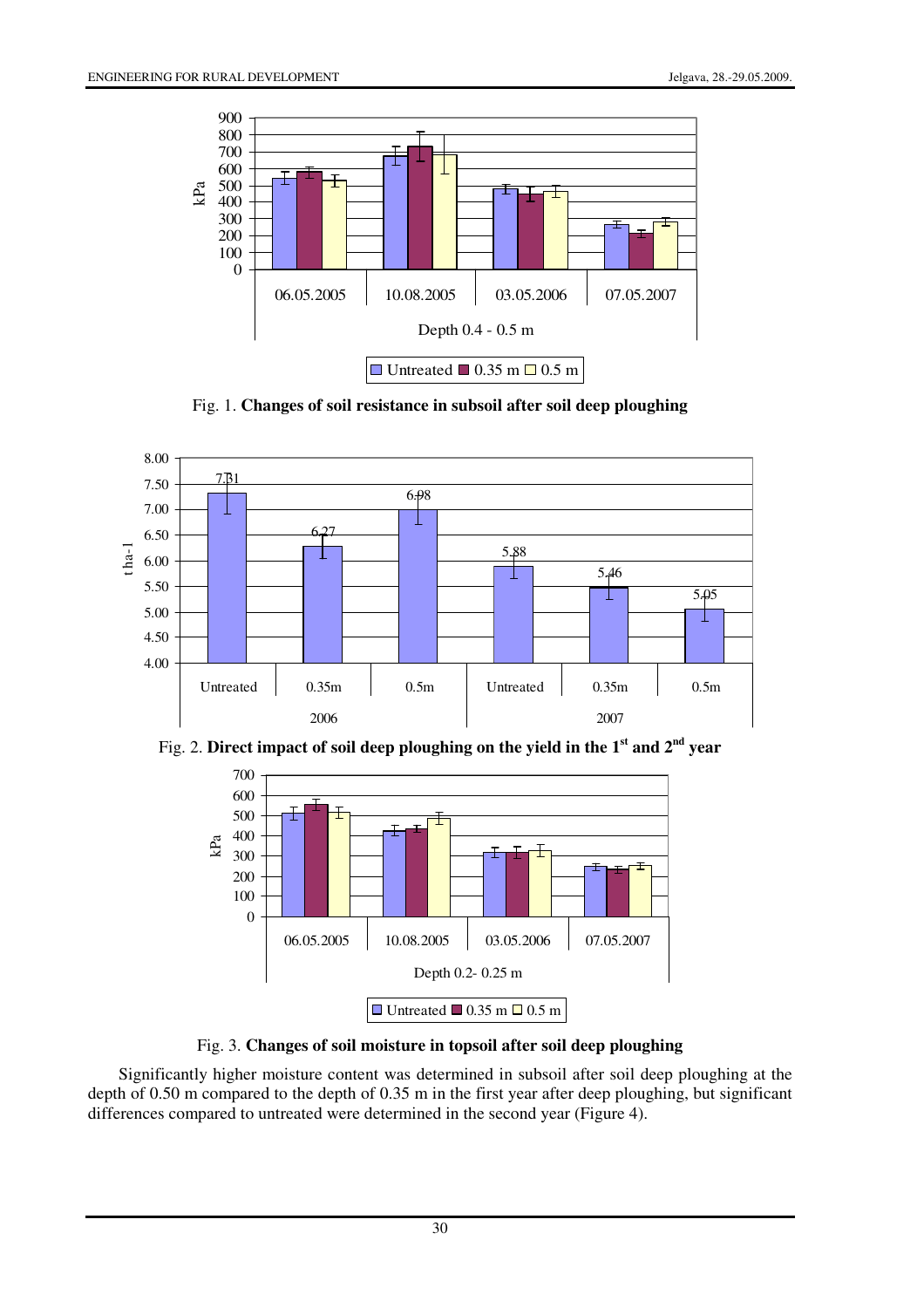Fig. 1. **Changes of soil resistance in subsoil after soil deep ploughing**

Fig. 2. **Direct impact of soil deep ploughing on the yield in the 1st and 2nd year**

Fig. 3. **Changes of soil moisture in topsoil after soil deep ploughing**

Significantly higher moisture content was determined in subsoil after soil deep ploughing at the depth of 0.50 m compared to the depth of 0.35 m in the first year after deep ploughing, but significant differences compared to untreated were determined in the second year (Figure 4).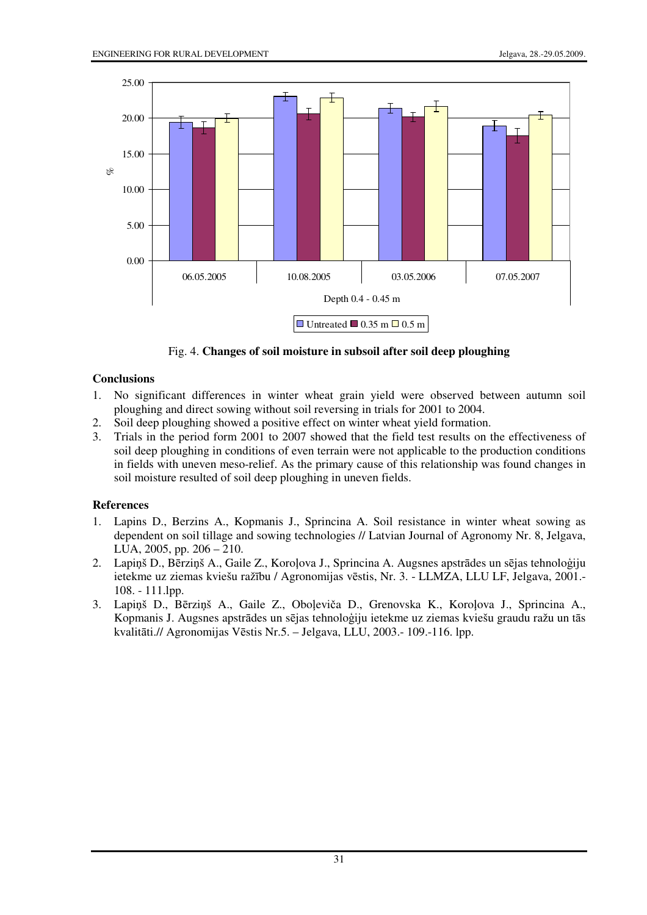25.00
20.00
15.00
10.00
5.00
0.00

%

06.05.2005
10.08.2005
03.05.2006
07.05.2007

Depth 0.4 - 0.45 m

Untreated 0.35 m 0.5 m

Fig. 4. **Changes of soil moisture in subsoil after soil deep ploughing**

## Conclusions

1. No significant differences in winter wheat grain yield were observed between autumn soil ploughing and direct sowing without soil reversing in trials for 2001 to 2004.
2. Soil deep ploughing showed a positive effect on winter wheat yield formation.
3. Trials in the period form 2001 to 2007 showed that the field test results on the effectiveness of soil deep ploughing in conditions of even terrain were not applicable to the production conditions in fields with uneven meso-relief. As the primary cause of this relationship was found changes in soil moisture resulted of soil deep ploughing in uneven fields.

## References

1. Lapins D., Berzins A., Kopmanis J., Sprincina A. Soil resistance in winter wheat sowing as dependent on soil tillage and sowing technologies // Latvian Journal of Agronomy Nr. 8, Jelgava, LUA, 2005, pp. 206 – 210.
2. Lapiņš D., Bērziņš A., Gaile Z., Koroļova J., Sprincina A. Augsnes apstrādes un sējas tehnoloģiju ietekme uz ziemas kviešu ražību / Agronomijas vēstis, Nr. 3. - LLMZA, LLU LF, Jelgava, 2001.- 108. - 111.lpp.
3. Lapiņš D., Bērziņš A., Gaile Z., Oboļeviča D., Grenovska K., Koroļova J., Sprincina A., Kopmanis J. Augsnes apstrādes un sējas tehnoloģiju ietekme uz ziemas kviešu graudu ražu un tās kvalitāti.// Agronomijas Vēstis Nr.5. – Jelgava, LLU, 2003.- 109.-116. lpp.